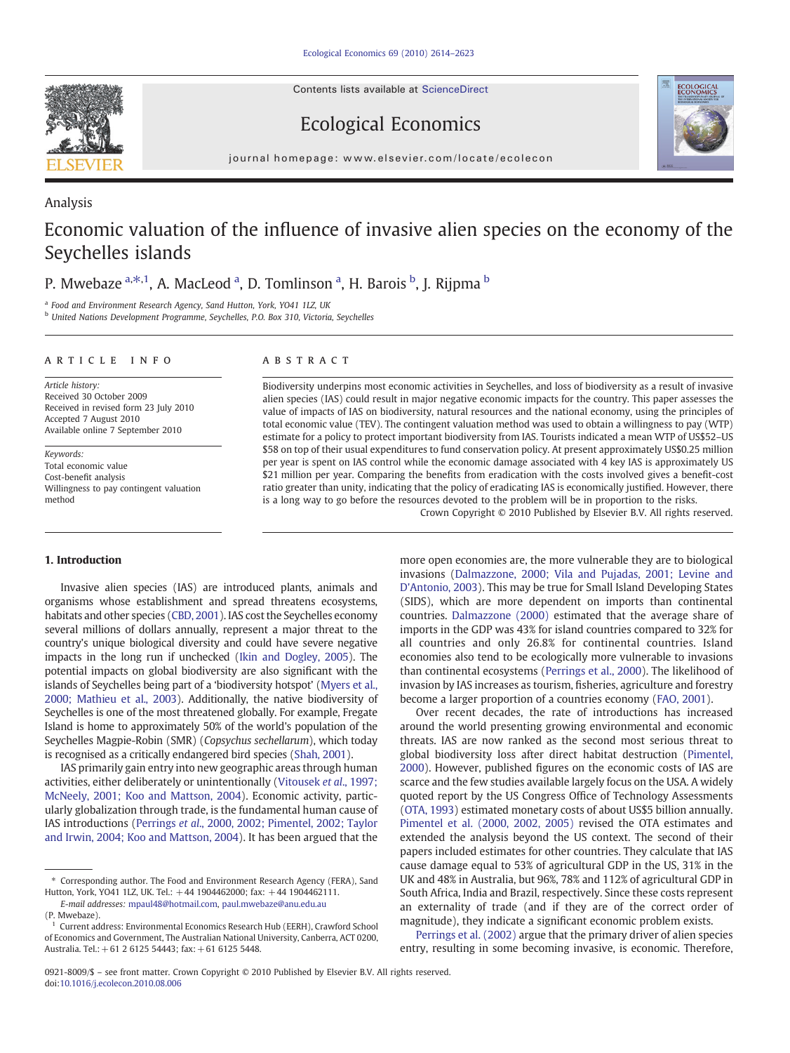Analysis

# Economic valuation of the influence of invasive alien species on the economy of the Seychelles islands

P. Mwebaze [a,*,1], A. MacLeod [a], D. Tomlinson [a], H. Barois [b], J. Rijpma [b]

[a] Food and Environment Research Agency, Sand Hutton, York, YO41 1LZ, UK
[b] United Nations Development Programme, Seychelles, P.O. Box 310, Victoria, Seychelles

## ARTICLE INFO

*Article history:*
Received 30 October 2009
Received in revised form 23 July 2010
Accepted 7 August 2010
Available online 7 September 2010

*Keywords:*
Total economic value
Cost-benefit analysis
Willingness to pay contingent valuation method

## ABSTRACT

Biodiversity underpins most economic activities in Seychelles, and loss of biodiversity as a result of invasive alien species (IAS) could result in major negative economic impacts for the country. This paper assesses the value of impacts of IAS on biodiversity, natural resources and the national economy, using the principles of total economic value (TEV). The contingent valuation method was used to obtain a willingness to pay (WTP) estimate for a policy to protect important biodiversity from IAS. Tourists indicated a mean WTP of US$52–US $58 on top of their usual expenditures to fund conservation policy. At present approximately US$0.25 million per year is spent on IAS control while the economic damage associated with 4 key IAS is approximately US $21 million per year. Comparing the benefits from eradication with the costs involved gives a benefit-cost ratio greater than unity, indicating that the policy of eradicating IAS is economically justified. However, there is a long way to go before the resources devoted to the problem will be in proportion to the risks.

Crown Copyright © 2010 Published by Elsevier B.V. All rights reserved.

## 1. Introduction

Invasive alien species (IAS) are introduced plants, animals and organisms whose establishment and spread threatens ecosystems, habitats and other species (CBD, 2001). IAS cost the Seychelles economy several millions of dollars annually, represent a major threat to the country's unique biological diversity and could have severe negative impacts in the long run if unchecked (Ikin and Dogley, 2005). The potential impacts on global biodiversity are also significant with the islands of Seychelles being part of a 'biodiversity hotspot' (Myers et al., 2000; Mathieu et al., 2003). Additionally, the native biodiversity of Seychelles is one of the most threatened globally. For example, Fregate Island is home to approximately 50% of the world's population of the Seychelles Magpie-Robin (SMR) (*Copsychus sechellarum*), which today is recognised as a critically endangered bird species (Shah, 2001).

IAS primarily gain entry into new geographic areas through human activities, either deliberately or unintentionally (Vitousek *et al.*, 1997; McNeely, 2001; Koo and Mattson, 2004). Economic activity, particularly globalization through trade, is the fundamental human cause of IAS introductions (Perrings *et al.*, 2000, 2002; Pimentel, 2002; Taylor and Irwin, 2004; Koo and Mattson, 2004). It has been argued that the more open economies are, the more vulnerable they are to biological invasions (Dalmazzone, 2000; Vila and Pujadas, 2001; Levine and D'Antonio, 2003). This may be true for Small Island Developing States (SIDS), which are more dependent on imports than continental countries. Dalmazzone (2000) estimated that the average share of imports in the GDP was 43% for island countries compared to 32% for all countries and only 26.8% for continental countries. Island economies also tend to be ecologically more vulnerable to invasions than continental ecosystems (Perrings et al., 2000). The likelihood of invasion by IAS increases as tourism, fisheries, agriculture and forestry become a larger proportion of a countries economy (FAO, 2001).

Over recent decades, the rate of introductions has increased around the world presenting growing environmental and economic threats. IAS are now ranked as the second most serious threat to global biodiversity loss after direct habitat destruction (Pimentel, 2000). However, published figures on the economic costs of IAS are scarce and the few studies available largely focus on the USA. A widely quoted report by the US Congress Office of Technology Assessments (OTA, 1993) estimated monetary costs of about US$5 billion annually. Pimentel et al. (2000, 2002, 2005) revised the OTA estimates and extended the analysis beyond the US context. The second of their papers included estimates for other countries. They calculate that IAS cause damage equal to 53% of agricultural GDP in the US, 31% in the UK and 48% in Australia, but 96%, 78% and 112% of agricultural GDP in South Africa, India and Brazil, respectively. Since these costs represent an externality of trade (and if they are of the correct order of magnitude), they indicate a significant economic problem exists.

Perrings et al. (2002) argue that the primary driver of alien species entry, resulting in some becoming invasive, is economic. Therefore,

* Corresponding author. The Food and Environment Research Agency (FERA), Sand Hutton, York, YO41 1LZ, UK. Tel.: +44 1904462000; fax: +44 1904462111.
*E-mail addresses:* mpaul48@hotmail.com, paul.mwebaze@anu.edu.au (P. Mwebaze).

[1] Current address: Environmental Economics Research Hub (EERH), Crawford School of Economics and Government, The Australian National University, Canberra, ACT 0200, Australia. Tel.: +61 2 6125 54443; fax: +61 6125 5448.

0921-8009/$ – see front matter. Crown Copyright © 2010 Published by Elsevier B.V. All rights reserved.
doi:10.1016/j.ecolecon.2010.08.006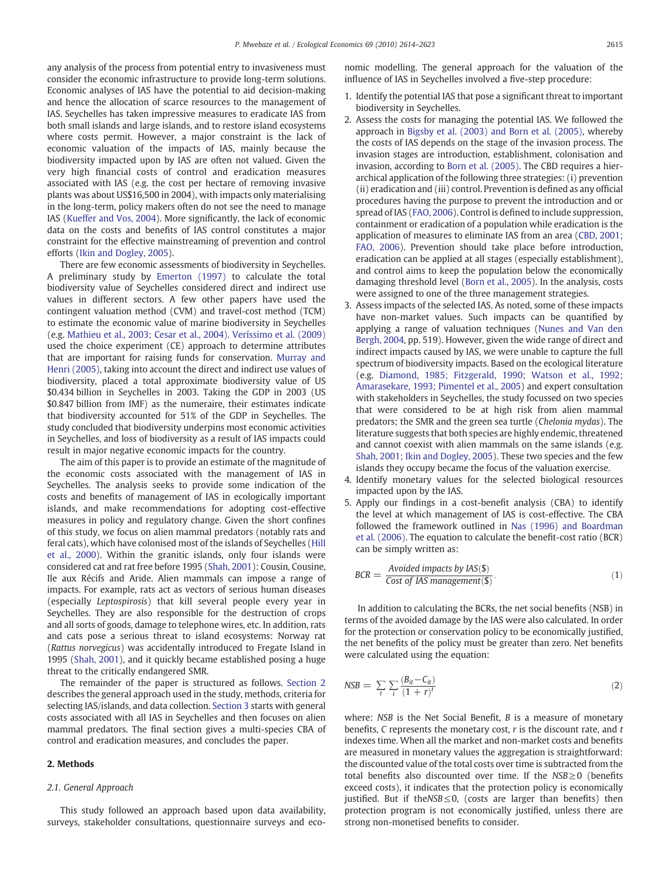any analysis of the process from potential entry to invasiveness must consider the economic infrastructure to provide long-term solutions. Economic analyses of IAS have the potential to aid decision-making and hence the allocation of scarce resources to the management of IAS. Seychelles has taken impressive measures to eradicate IAS from both small islands and large islands, and to restore island ecosystems where costs permit. However, a major constraint is the lack of economic valuation of the impacts of IAS, mainly because the biodiversity impacted upon by IAS are often not valued. Given the very high financial costs of control and eradication measures associated with IAS (e.g. the cost per hectare of removing invasive plants was about US$16,500 in 2004), with impacts only materialising in the long-term, policy makers often do not see the need to manage IAS (Kueffer and Vos, 2004). More significantly, the lack of economic data on the costs and benefits of IAS control constitutes a major constraint for the effective mainstreaming of prevention and control efforts (Ikin and Dogley, 2005).

There are few economic assessments of biodiversity in Seychelles. A preliminary study by Emerton (1997) to calculate the total biodiversity value of Seychelles considered direct and indirect use values in different sectors. A few other papers have used the contingent valuation method (CVM) and travel-cost method (TCM) to estimate the economic value of marine biodiversity in Seychelles (e.g. Mathieu et al., 2003; Cesar et al., 2004). Veríssimo et al. (2009) used the choice experiment (CE) approach to determine attributes that are important for raising funds for conservation. Murray and Henri (2005), taking into account the direct and indirect use values of biodiversity, placed a total approximate biodiversity value of US $0.434 billion in Seychelles in 2003. Taking the GDP in 2003 (US $0.847 billion from IMF) as the numeraire, their estimates indicate that biodiversity accounted for 51% of the GDP in Seychelles. The study concluded that biodiversity underpins most economic activities in Seychelles, and loss of biodiversity as a result of IAS impacts could result in major negative economic impacts for the country.

The aim of this paper is to provide an estimate of the magnitude of the economic costs associated with the management of IAS in Seychelles. The analysis seeks to provide some indication of the costs and benefits of management of IAS in ecologically important islands, and make recommendations for adopting cost-effective measures in policy and regulatory change. Given the short confines of this study, we focus on alien mammal predators (notably rats and feral cats), which have colonised most of the islands of Seychelles (Hill et al., 2000). Within the granitic islands, only four islands were considered cat and rat free before 1995 (Shah, 2001): Cousin, Cousine, Ile aux Récifs and Aride. Alien mammals can impose a range of impacts. For example, rats act as vectors of serious human diseases (especially *Leptospirosis*) that kill several people every year in Seychelles. They are also responsible for the destruction of crops and all sorts of goods, damage to telephone wires, etc. In addition, rats and cats pose a serious threat to island ecosystems: Norway rat (*Rattus norvegicus*) was accidentally introduced to Fregate Island in 1995 (Shah, 2001), and it quickly became established posing a huge threat to the critically endangered SMR.

The remainder of the paper is structured as follows. Section 2 describes the general approach used in the study, methods, criteria for selecting IAS/islands, and data collection. Section 3 starts with general costs associated with all IAS in Seychelles and then focuses on alien mammal predators. The final section gives a multi-species CBA of control and eradication measures, and concludes the paper.

## 2. Methods

### 2.1. General Approach

This study followed an approach based upon data availability, surveys, stakeholder consultations, questionnaire surveys and economic modelling. The general approach for the valuation of the influence of IAS in Seychelles involved a five-step procedure:

1. Identify the potential IAS that pose a significant threat to important biodiversity in Seychelles.
2. Assess the costs for managing the potential IAS. We followed the approach in Bigsby et al. (2003) and Born et al. (2005), whereby the costs of IAS depends on the stage of the invasion process. The invasion stages are introduction, establishment, colonisation and invasion, according to Born et al. (2005). The CBD requires a hierarchical application of the following three strategies: (i) prevention (ii) eradication and (iii) control. Prevention is defined as any official procedures having the purpose to prevent the introduction and or spread of IAS (FAO, 2006). Control is defined to include suppression, containment or eradication of a population while eradication is the application of measures to eliminate IAS from an area (CBD, 2001; FAO, 2006). Prevention should take place before introduction, eradication can be applied at all stages (especially establishment), and control aims to keep the population below the economically damaging threshold level (Born et al., 2005). In the analysis, costs were assigned to one of the three management strategies.
3. Assess impacts of the selected IAS. As noted, some of these impacts have non-market values. Such impacts can be quantified by applying a range of valuation techniques (Nunes and Van den Bergh, 2004, pp. 519). However, given the wide range of direct and indirect impacts caused by IAS, we were unable to capture the full spectrum of biodiversity impacts. Based on the ecological literature (e.g. Diamond, 1985; Fitzgerald, 1990; Watson et al., 1992; Amarasekare, 1993; Pimentel et al., 2005) and expert consultation with stakeholders in Seychelles, the study focussed on two species that were considered to be at high risk from alien mammal predators; the SMR and the green sea turtle (*Chelonia mydas*). The literature suggests that both species are highly endemic, threatened and cannot coexist with alien mammals on the same islands (e.g. Shah, 2001; Ikin and Dogley, 2005). These two species and the few islands they occupy became the focus of the valuation exercise.
4. Identify monetary values for the selected biological resources impacted upon by the IAS.
5. Apply our findings in a cost-benefit analysis (CBA) to identify the level at which management of IAS is cost-effective. The CBA followed the framework outlined in Nas (1996) and Boardman et al. (2006). The equation to calculate the benefit-cost ratio (BCR) can be simply written as:

$$BCR = \frac{Avoided\ impacts\ by\ IAS(\$)}{Cost\ of\ IAS\ management(\$)}. \tag{1}$$

In addition to calculating the BCRs, the net social benefits (NSB) in terms of the avoided damage by the IAS were also calculated. In order for the protection or conservation policy to be economically justified, the net benefits of the policy must be greater than zero. Net benefits were calculated using the equation:

$$NSB = \sum_t \sum_i \frac{(B_{it} - C_{it})}{(1+r)^t} \tag{2}$$

where: $NSB$ is the Net Social Benefit, $B$ is a measure of monetary benefits, $C$ represents the monetary cost, $r$ is the discount rate, and $t$ indexes time. When all the market and non-market costs and benefits are measured in monetary values the aggregation is straightforward: the discounted value of the total costs over time is subtracted from the total benefits also discounted over time. If the $NSB \geq 0$ (benefits exceed costs), it indicates that the protection policy is economically justified. But if the $NSB \leq 0$, (costs are larger than benefits) then protection program is not economically justified, unless there are strong non-monetised benefits to consider.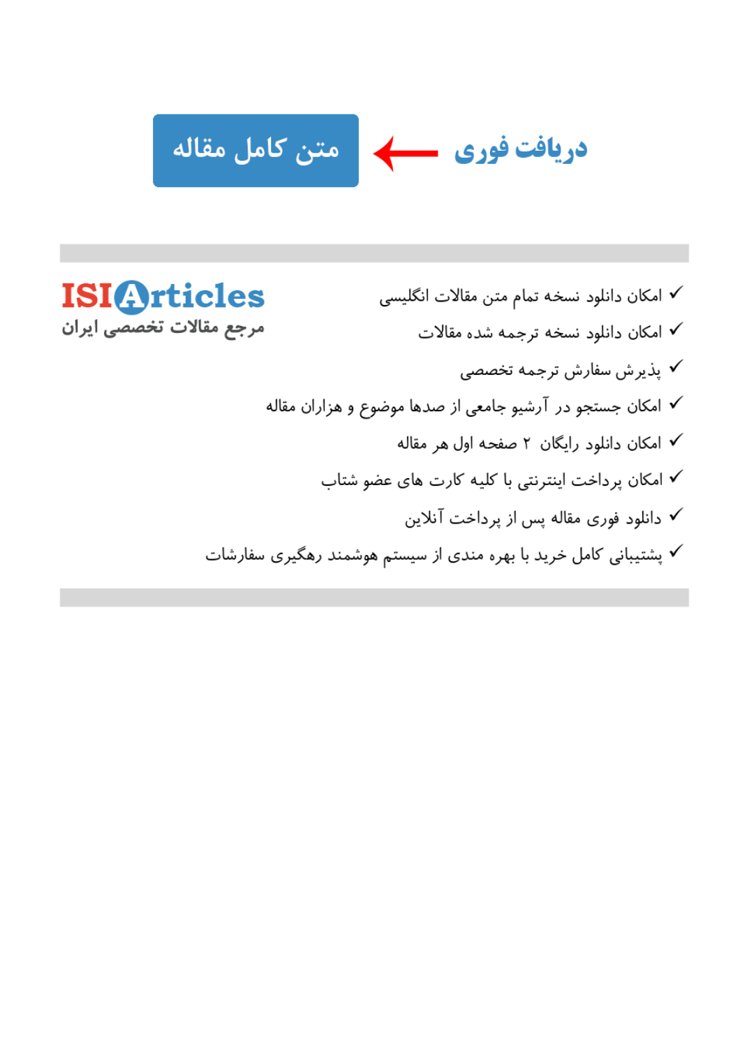دریافت فوری ← **متن کامل مقاله**

**ISIArticles**
مرجع مقالات تخصصی ایران

- ✓ امکان دانلود نسخه تمام متن مقالات انگلیسی
- ✓ امکان دانلود نسخه ترجمه شده مقالات
- ✓ پذیرش سفارش ترجمه تخصصی
- ✓ امکان جستجو در آرشیو جامعی از صدها موضوع و هزاران مقاله
- ✓ امکان دانلود رایگان ۲ صفحه اول هر مقاله
- ✓ امکان پرداخت اینترنتی با کلیه کارت های عضو شتاب
- ✓ دانلود فوری مقاله پس از پرداخت آنلاین
- ✓ پشتیبانی کامل خرید با بهره مندی از سیستم هوشمند رهگیری سفارشات